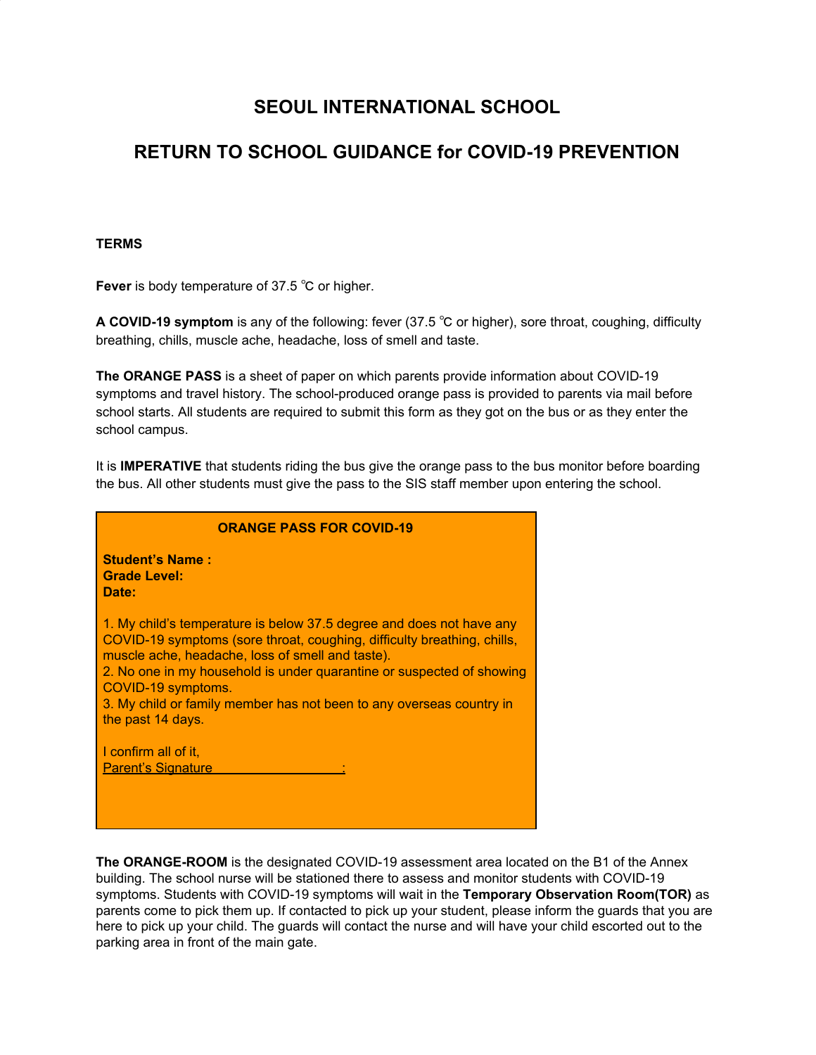# SEOUL INTERNATIONAL SCHOOL

## RETURN TO SCHOOL GUIDANCE for COVID-19 PREVENTION

**TERMS**

**Fever** is body temperature of 37.5 ℃ or higher.

**A COVID-19 symptom** is any of the following: fever (37.5 ℃ or higher), sore throat, coughing, difficulty breathing, chills, muscle ache, headache, loss of smell and taste.

**The ORANGE PASS** is a sheet of paper on which parents provide information about COVID-19 symptoms and travel history. The school-produced orange pass is provided to parents via mail before school starts. All students are required to submit this form as they got on the bus or as they enter the school campus.

It is **IMPERATIVE** that students riding the bus give the orange pass to the bus monitor before boarding the bus. All other students must give the pass to the SIS staff member upon entering the school.

**ORANGE PASS FOR COVID-19**

**Student's Name :**
**Grade Level:**
**Date:**

1. My child's temperature is below 37.5 degree and does not have any COVID-19 symptoms (sore throat, coughing, difficulty breathing, chills, muscle ache, headache, loss of smell and taste).
2. No one in my household is under quarantine or suspected of showing COVID-19 symptoms.
3. My child or family member has not been to any overseas country in the past 14 days.

I confirm all of it,
Parent's Signature ____________________:

**The ORANGE-ROOM** is the designated COVID-19 assessment area located on the B1 of the Annex building. The school nurse will be stationed there to assess and monitor students with COVID-19 symptoms. Students with COVID-19 symptoms will wait in the **Temporary Observation Room(TOR)** as parents come to pick them up. If contacted to pick up your student, please inform the guards that you are here to pick up your child. The guards will contact the nurse and will have your child escorted out to the parking area in front of the main gate.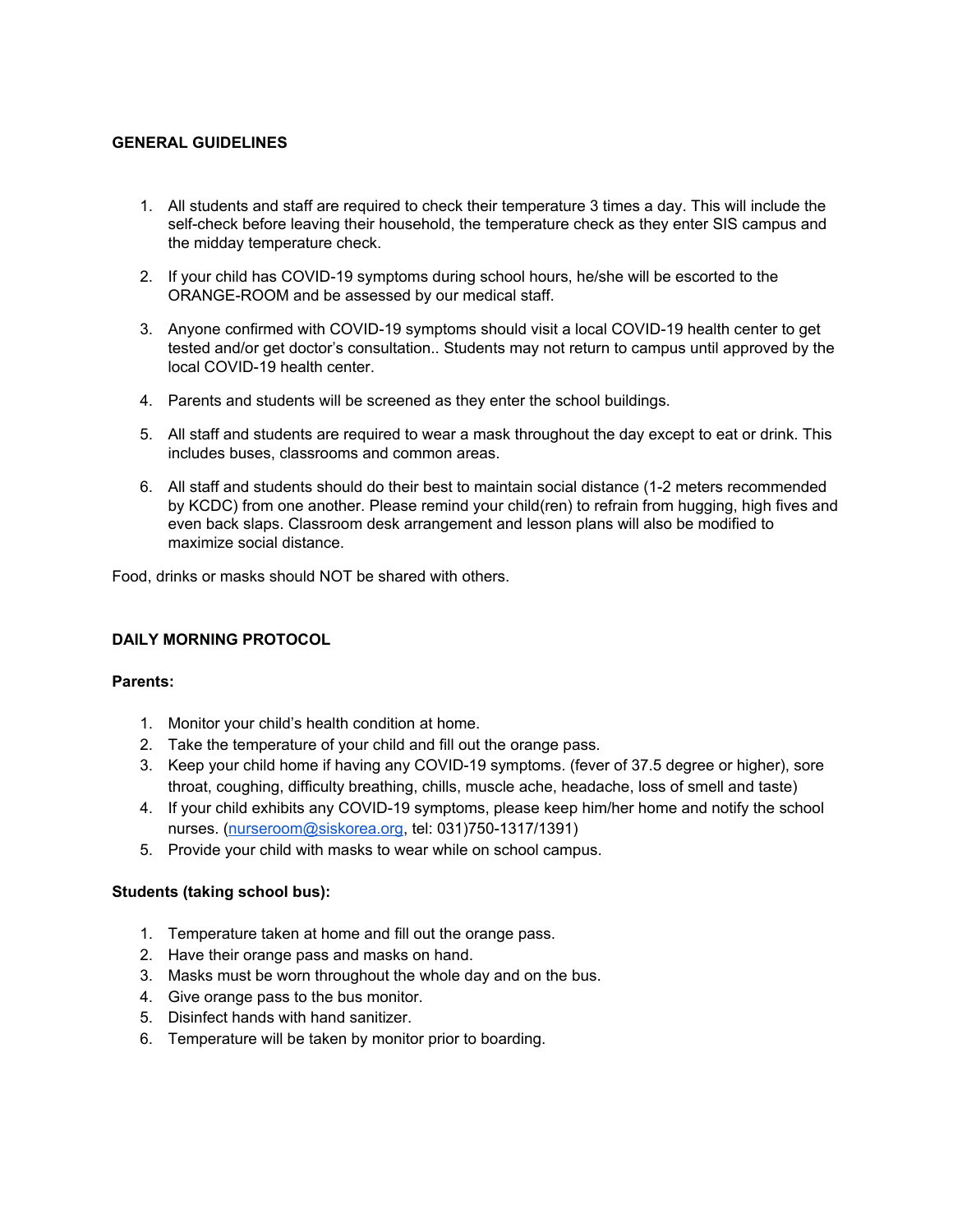**GENERAL GUIDELINES**

1. All students and staff are required to check their temperature 3 times a day. This will include the self-check before leaving their household, the temperature check as they enter SIS campus and the midday temperature check.

2. If your child has COVID-19 symptoms during school hours, he/she will be escorted to the ORANGE-ROOM and be assessed by our medical staff.

3. Anyone confirmed with COVID-19 symptoms should visit a local COVID-19 health center to get tested and/or get doctor's consultation.. Students may not return to campus until approved by the local COVID-19 health center.

4. Parents and students will be screened as they enter the school buildings.

5. All staff and students are required to wear a mask throughout the day except to eat or drink. This includes buses, classrooms and common areas.

6. All staff and students should do their best to maintain social distance (1-2 meters recommended by KCDC) from one another. Please remind your child(ren) to refrain from hugging, high fives and even back slaps. Classroom desk arrangement and lesson plans will also be modified to maximize social distance.

Food, drinks or masks should NOT be shared with others.

**DAILY MORNING PROTOCOL**

**Parents:**

1. Monitor your child's health condition at home.
2. Take the temperature of your child and fill out the orange pass.
3. Keep your child home if having any COVID-19 symptoms. (fever of 37.5 degree or higher), sore throat, coughing, difficulty breathing, chills, muscle ache, headache, loss of smell and taste)
4. If your child exhibits any COVID-19 symptoms, please keep him/her home and notify the school nurses. (nurseroom@siskorea.org, tel: 031)750-1317/1391)
5. Provide your child with masks to wear while on school campus.

**Students (taking school bus):**

1. Temperature taken at home and fill out the orange pass.
2. Have their orange pass and masks on hand.
3. Masks must be worn throughout the whole day and on the bus.
4. Give orange pass to the bus monitor.
5. Disinfect hands with hand sanitizer.
6. Temperature will be taken by monitor prior to boarding.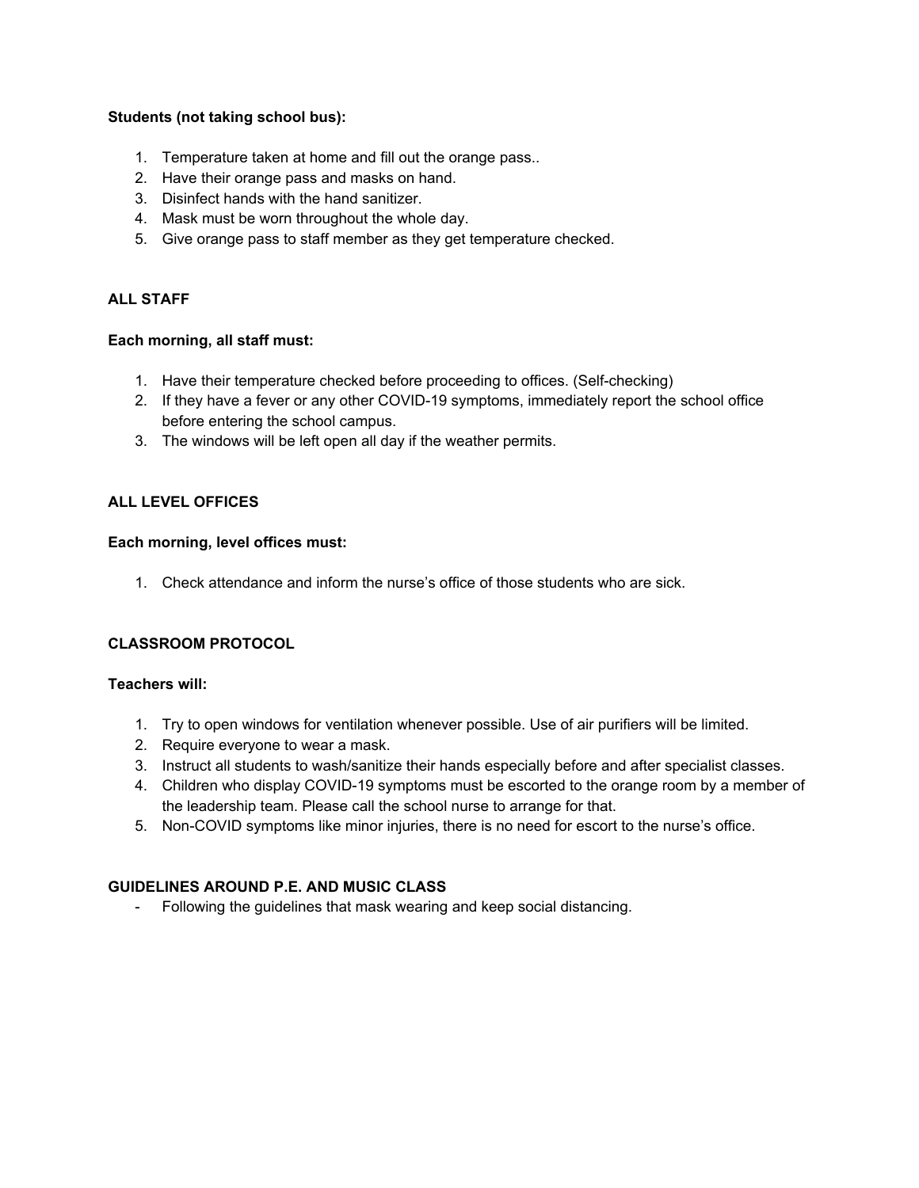**Students (not taking school bus):**

1. Temperature taken at home and fill out the orange pass..
2. Have their orange pass and masks on hand.
3. Disinfect hands with the hand sanitizer.
4. Mask must be worn throughout the whole day.
5. Give orange pass to staff member as they get temperature checked.

## ALL STAFF

**Each morning, all staff must:**

1. Have their temperature checked before proceeding to offices. (Self-checking)
2. If they have a fever or any other COVID-19 symptoms, immediately report the school office before entering the school campus.
3. The windows will be left open all day if the weather permits.

## ALL LEVEL OFFICES

**Each morning, level offices must:**

1. Check attendance and inform the nurse's office of those students who are sick.

## CLASSROOM PROTOCOL

**Teachers will:**

1. Try to open windows for ventilation whenever possible. Use of air purifiers will be limited.
2. Require everyone to wear a mask.
3. Instruct all students to wash/sanitize their hands especially before and after specialist classes.
4. Children who display COVID-19 symptoms must be escorted to the orange room by a member of the leadership team. Please call the school nurse to arrange for that.
5. Non-COVID symptoms like minor injuries, there is no need for escort to the nurse's office.

## GUIDELINES AROUND P.E. AND MUSIC CLASS

- Following the guidelines that mask wearing and keep social distancing.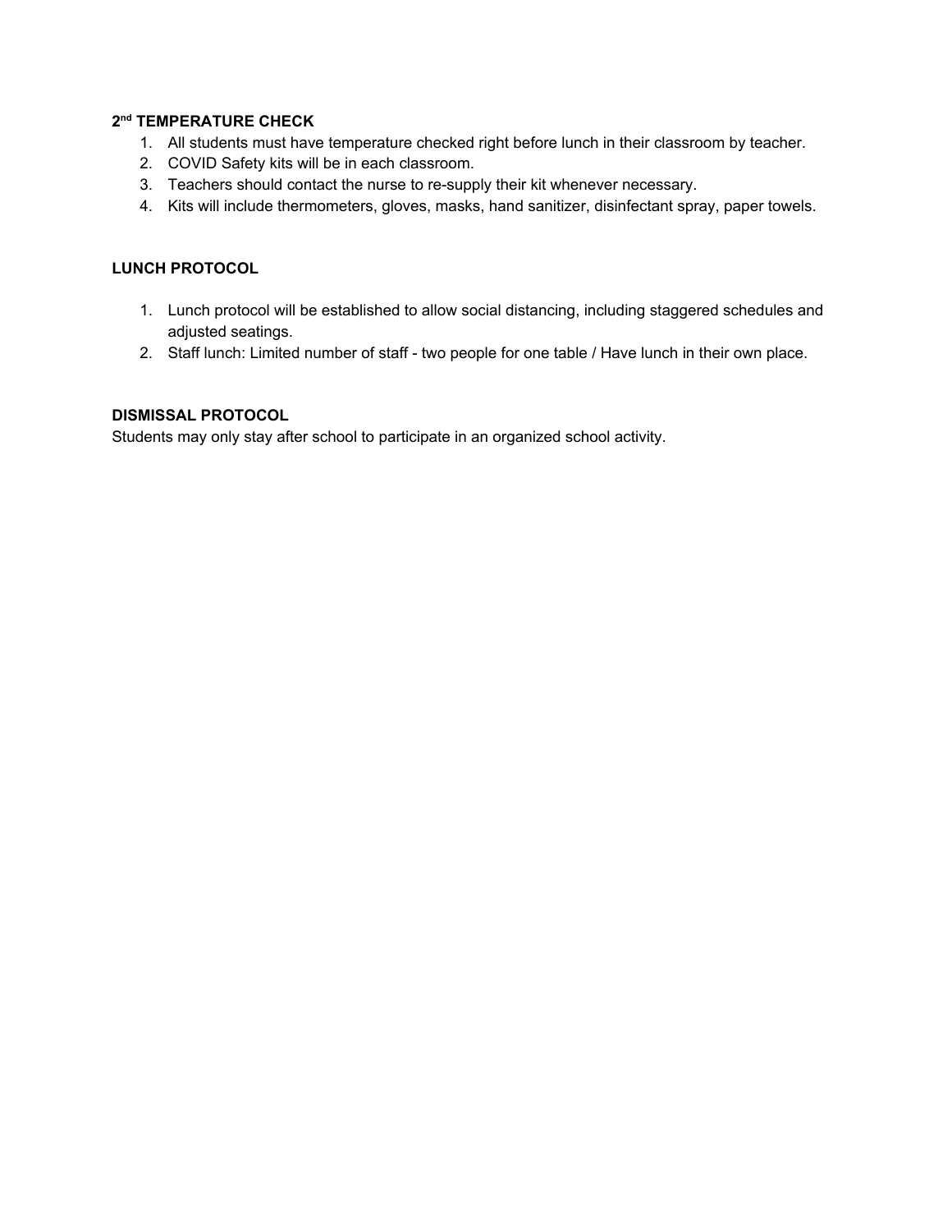**2nd TEMPERATURE CHECK**

1. All students must have temperature checked right before lunch in their classroom by teacher.
2. COVID Safety kits will be in each classroom.
3. Teachers should contact the nurse to re-supply their kit whenever necessary.
4. Kits will include thermometers, gloves, masks, hand sanitizer, disinfectant spray, paper towels.

**LUNCH PROTOCOL**

1. Lunch protocol will be established to allow social distancing, including staggered schedules and adjusted seatings.
2. Staff lunch: Limited number of staff - two people for one table / Have lunch in their own place.

**DISMISSAL PROTOCOL**

Students may only stay after school to participate in an organized school activity.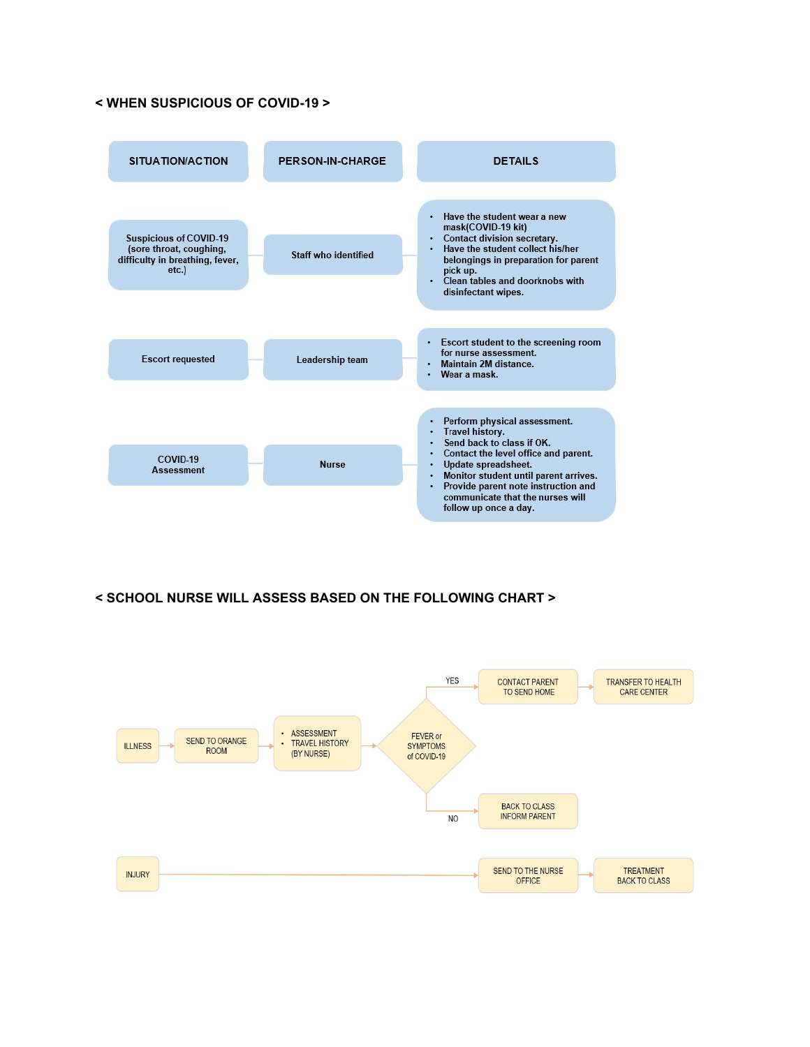## < WHEN SUSPICIOUS OF COVID-19 >

| SITUATION/ACTION | PERSON-IN-CHARGE | DETAILS |
|---|---|---|
| Suspicious of COVID-19 (sore throat, coughing, difficulty in breathing, fever, etc.) | Staff who identified | • Have the student wear a new mask(COVID-19 kit)<br>• Contact division secretary.<br>• Have the student collect his/her belongings in preparation for parent pick up.<br>• Clean tables and doorknobs with disinfectant wipes. |
| Escort requested | Leadership team | • Escort student to the screening room for nurse assessment.<br>• Maintain 2M distance.<br>• Wear a mask. |
| COVID-19 Assessment | Nurse | • Perform physical assessment.<br>• Travel history.<br>• Send back to class if OK.<br>• Contact the level office and parent.<br>• Update spreadsheet.<br>• Monitor student until parent arrives.<br>• Provide parent note instruction and communicate that the nurses will follow up once a day. |

## < SCHOOL NURSE WILL ASSESS BASED ON THE FOLLOWING CHART >

ILLNESS → SEND TO ORANGE ROOM → • ASSESSMENT • TRAVEL HISTORY (BY NURSE) → FEVER or SYMPTOMS of COVID-19

- YES → CONTACT PARENT TO SEND HOME → TRANSFER TO HEALTH CARE CENTER
- NO → BACK TO CLASS INFORM PARENT

INJURY → SEND TO THE NURSE OFFICE → TREATMENT BACK TO CLASS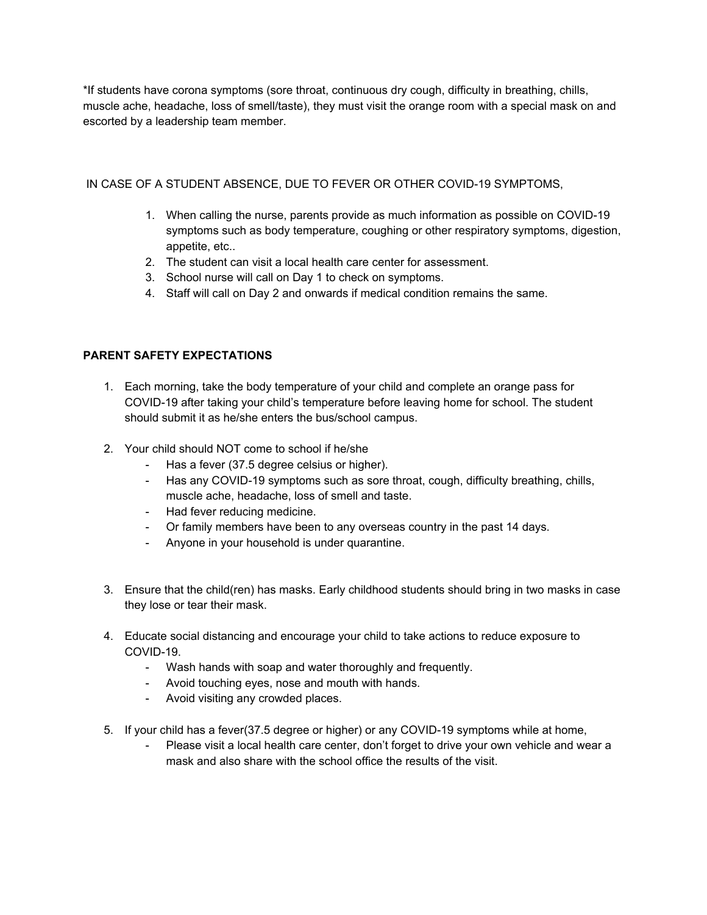*If students have corona symptoms (sore throat, continuous dry cough, difficulty in breathing, chills, muscle ache, headache, loss of smell/taste), they must visit the orange room with a special mask on and escorted by a leadership team member.

IN CASE OF A STUDENT ABSENCE, DUE TO FEVER OR OTHER COVID-19 SYMPTOMS,

1. When calling the nurse, parents provide as much information as possible on COVID-19 symptoms such as body temperature, coughing or other respiratory symptoms, digestion, appetite, etc..
2. The student can visit a local health care center for assessment.
3. School nurse will call on Day 1 to check on symptoms.
4. Staff will call on Day 2 and onwards if medical condition remains the same.

**PARENT SAFETY EXPECTATIONS**

1. Each morning, take the body temperature of your child and complete an orange pass for COVID-19 after taking your child's temperature before leaving home for school. The student should submit it as he/she enters the bus/school campus.

2. Your child should NOT come to school if he/she
   - Has a fever (37.5 degree celsius or higher).
   - Has any COVID-19 symptoms such as sore throat, cough, difficulty breathing, chills, muscle ache, headache, loss of smell and taste.
   - Had fever reducing medicine.
   - Or family members have been to any overseas country in the past 14 days.
   - Anyone in your household is under quarantine.

3. Ensure that the child(ren) has masks. Early childhood students should bring in two masks in case they lose or tear their mask.

4. Educate social distancing and encourage your child to take actions to reduce exposure to COVID-19.
   - Wash hands with soap and water thoroughly and frequently.
   - Avoid touching eyes, nose and mouth with hands.
   - Avoid visiting any crowded places.

5. If your child has a fever(37.5 degree or higher) or any COVID-19 symptoms while at home,
   - Please visit a local health care center, don't forget to drive your own vehicle and wear a mask and also share with the school office the results of the visit.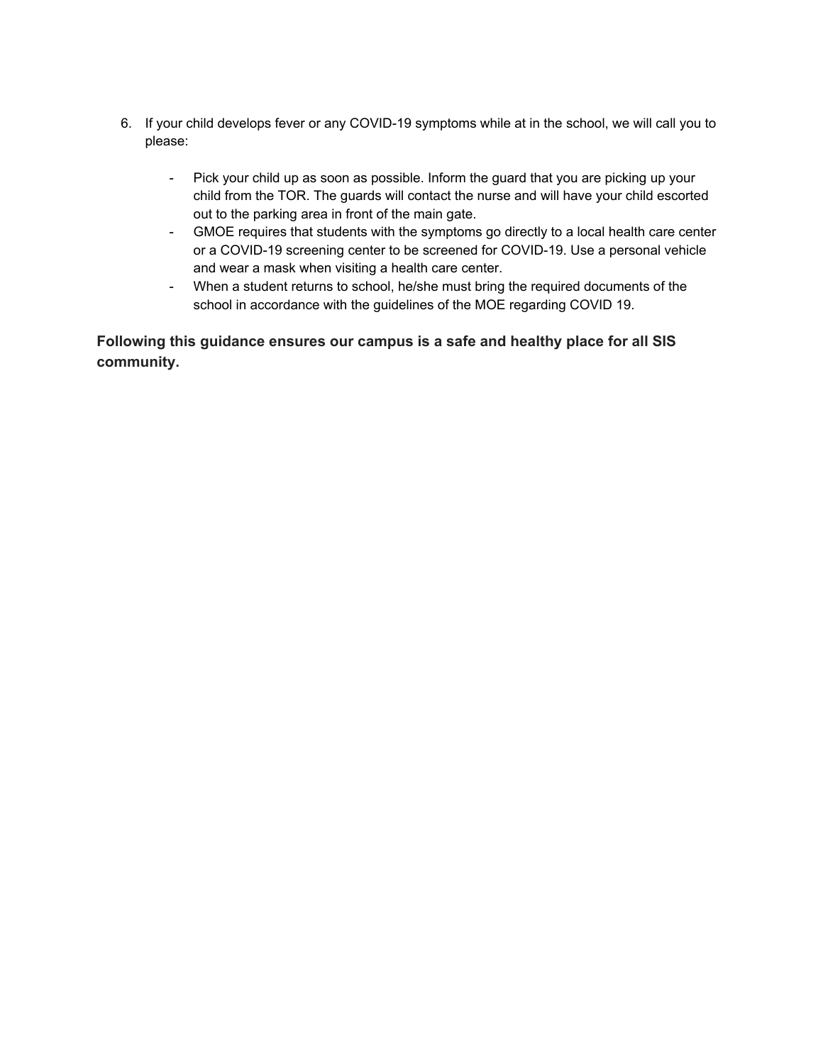6. If your child develops fever or any COVID-19 symptoms while at in the school, we will call you to please:

   - Pick your child up as soon as possible. Inform the guard that you are picking up your child from the TOR. The guards will contact the nurse and will have your child escorted out to the parking area in front of the main gate.
   - GMOE requires that students with the symptoms go directly to a local health care center or a COVID-19 screening center to be screened for COVID-19. Use a personal vehicle and wear a mask when visiting a health care center.
   - When a student returns to school, he/she must bring the required documents of the school in accordance with the guidelines of the MOE regarding COVID 19.

**Following this guidance ensures our campus is a safe and healthy place for all SIS community.**